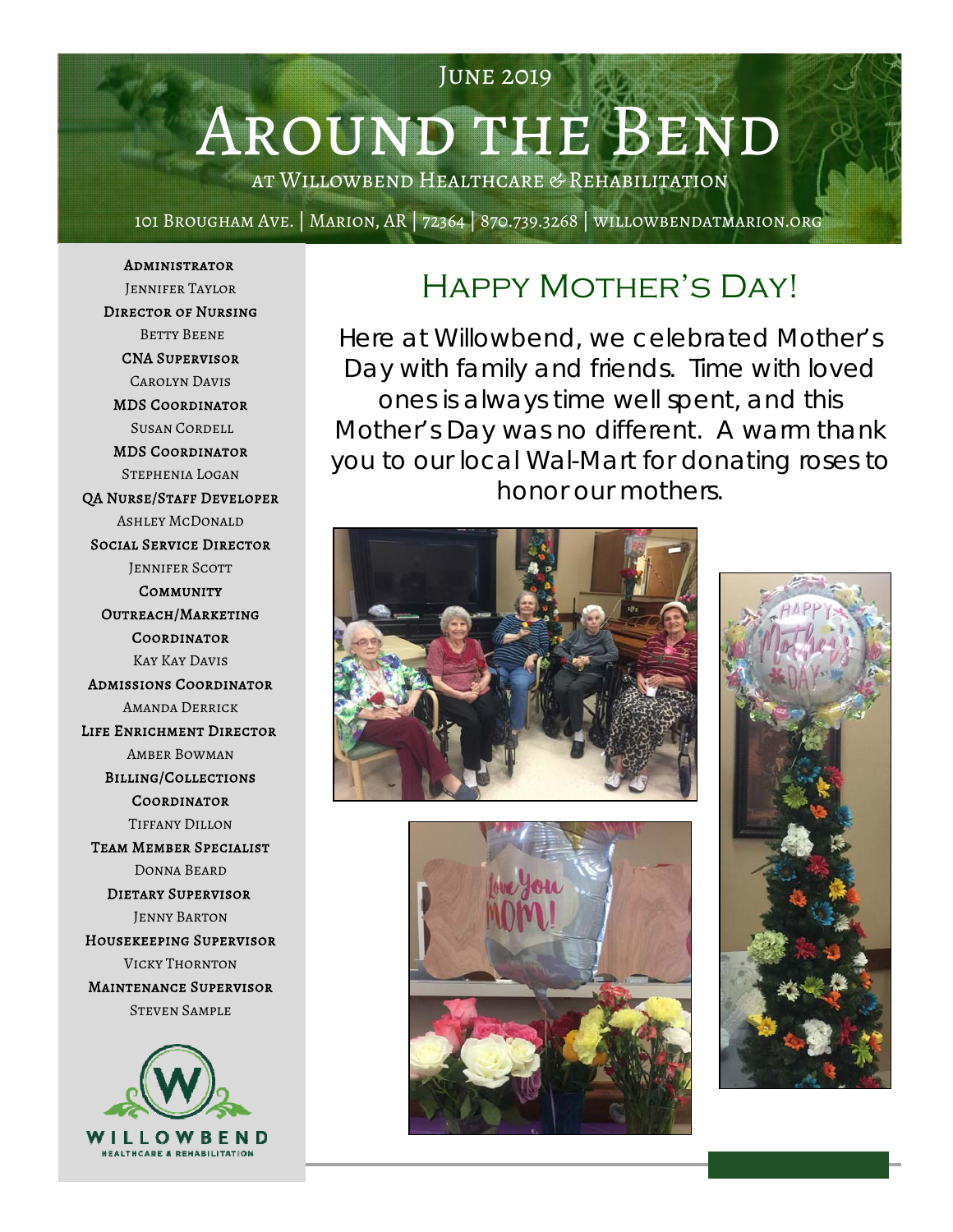June 2019

# Around the Bend

at Willowbend Healthcare & Rehabilitation

101 Brougham Ave. | Marion, AR | 72364 | 870.739.3268 | willowbendatmarion.org

**Administrator**
Jennifer Taylor

**Director of Nursing**
Betty Beene

**CNA Supervisor**
Carolyn Davis

**MDS Coordinator**
Susan Cordell

**MDS Coordinator**
Stephenia Logan

**QA Nurse/Staff Developer**
Ashley McDonald

**Social Service Director**
Jennifer Scott

**Community Outreach/Marketing Coordinator**
Kay Kay Davis

**Admissions Coordinator**
Amanda Derrick

**Life Enrichment Director**
Amber Bowman

**Billing/Collections Coordinator**
Tiffany Dillon

**Team Member Specialist**
Donna Beard

**Dietary Supervisor**
Jenny Barton

**Housekeeping Supervisor**
Vicky Thornton

**Maintenance Supervisor**
Steven Sample

WILLOWBEND HEALTHCARE & REHABILITATION

## Happy Mother's Day!

Here at Willowbend, we celebrated Mother's Day with family and friends. Time with loved ones is always time well spent, and this Mother's Day was no different. A warm thank you to our local Wal-Mart for donating roses to honor our mothers.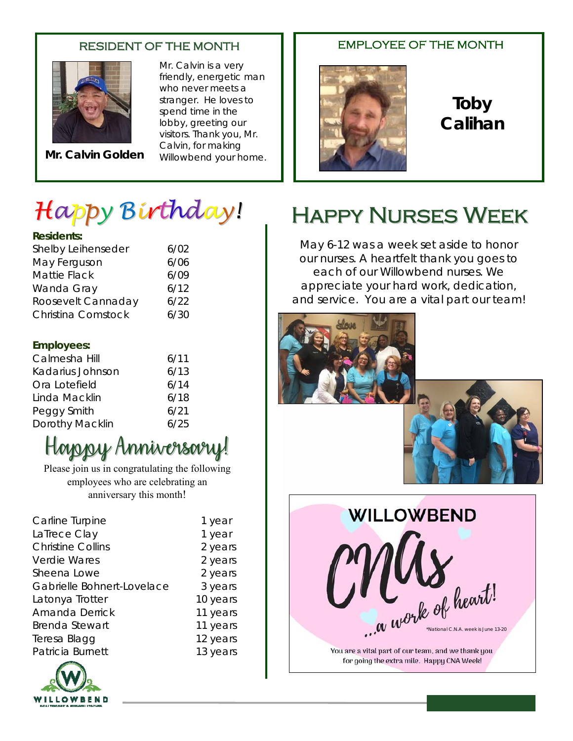## RESIDENT OF THE MONTH

**Mr. Calvin Golden**

Mr. Calvin is a very friendly, energetic man who never meets a stranger. He loves to spend time in the lobby, greeting our visitors. Thank you, Mr. Calvin, for making Willowbend your home.

## EMPLOYEE OF THE MONTH

**Toby Calihan**

# Happy Birthday!

**Residents:**

| | |
|---|---|
| Shelby Leihenseder | 6/02 |
| May Ferguson | 6/06 |
| Mattie Flack | 6/09 |
| Wanda Gray | 6/12 |
| Roosevelt Cannaday | 6/22 |
| Christina Comstock | 6/30 |

**Employees:**

| | |
|---|---|
| Calmesha Hill | 6/11 |
| Kadarius Johnson | 6/13 |
| Ora Lotefield | 6/14 |
| Linda Macklin | 6/18 |
| Peggy Smith | 6/21 |
| Dorothy Macklin | 6/25 |

# Happy Anniversary!

Please join us in congratulating the following employees who are celebrating an anniversary this month!

| | |
|---|---|
| Carline Turpine | 1 year |
| LaTrece Clay | 1 year |
| Christine Collins | 2 years |
| Verdie Wares | 2 years |
| Sheena Lowe | 2 years |
| Gabrielle Bohnert-Lovelace | 3 years |
| Latonya Trotter | 10 years |
| Amanda Derrick | 11 years |
| Brenda Stewart | 11 years |
| Teresa Blagg | 12 years |
| Patricia Burnett | 13 years |

# Happy Nurses Week

May 6-12 was a week set aside to honor our nurses. A heartfelt thank you goes to each of our Willowbend nurses. We appreciate your hard work, dedication, and service. You are a vital part our team!

**WILLOWBEND CNAs**

...a work of heart!

*National C.N.A. week is June 13-20

You are a vital part of our team, and we thank you for going the extra mile. Happy CNA Week!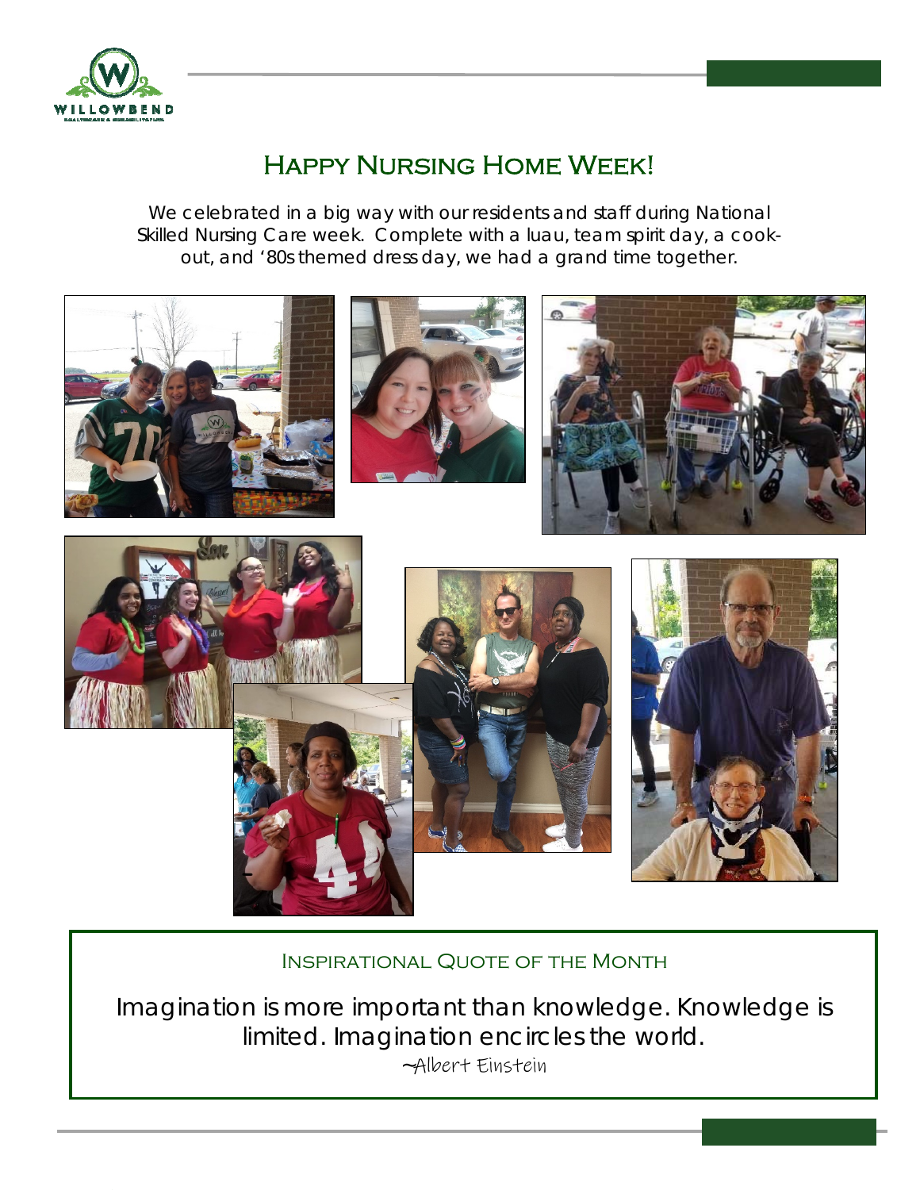# Happy Nursing Home Week!

We celebrated in a big way with our residents and staff during National Skilled Nursing Care week. Complete with a luau, team spirit day, a cook-out, and '80s themed dress day, we had a grand time together.

## Inspirational Quote of the Month

Imagination is more important than knowledge. Knowledge is limited. Imagination encircles the world.

~Albert Einstein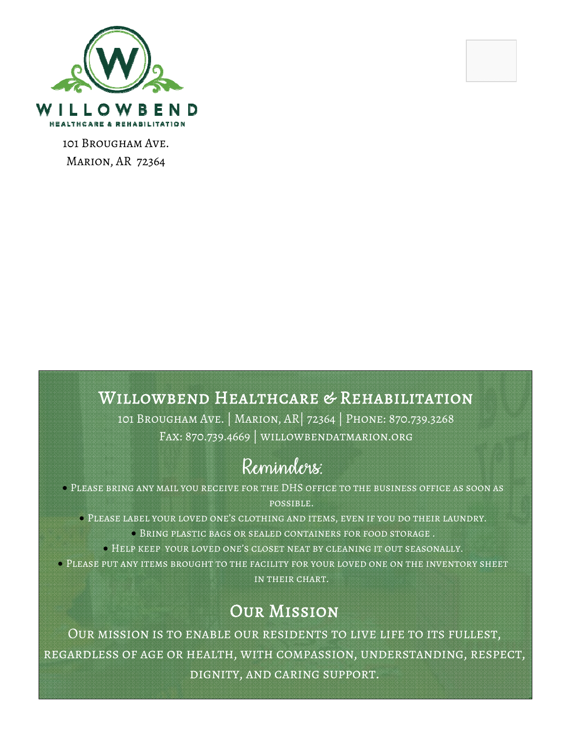WILLOWBEND

HEALTHCARE & REHABILITATION

101 Brougham Ave.
Marion, AR  72364

## Willowbend Healthcare & Rehabilitation

101 Brougham Ave. | Marion, AR| 72364 | Phone: 870.739.3268
Fax: 870.739.4669 | willowbendatmarion.org

### Reminders:

- Please bring any mail you receive for the DHS office to the business office as soon as possible.
- Please label your loved one's clothing and items, even if you do their laundry.
- Bring plastic bags or sealed containers for food storage .
- Help keep your loved one's closet neat by cleaning it out seasonally.
- Please put any items brought to the facility for your loved one on the inventory sheet in their chart.

### Our Mission

Our mission is to enable our residents to live life to its fullest, regardless of age or health, with compassion, understanding, respect, dignity, and caring support.